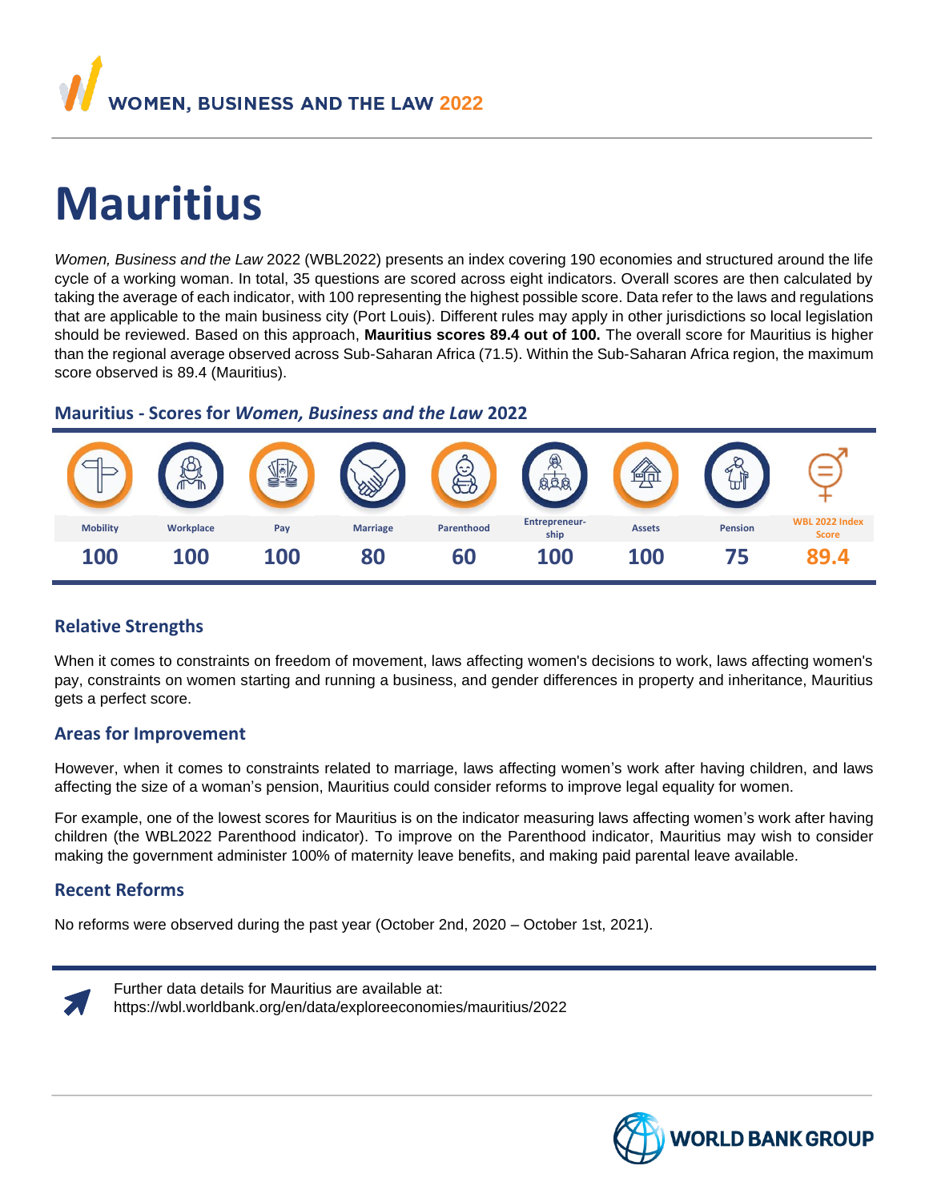WOMEN, BUSINESS AND THE LAW 2022

# Mauritius

*Women, Business and the Law* 2022 (WBL2022) presents an index covering 190 economies and structured around the life cycle of a working woman. In total, 35 questions are scored across eight indicators. Overall scores are then calculated by taking the average of each indicator, with 100 representing the highest possible score. Data refer to the laws and regulations that are applicable to the main business city (Port Louis). Different rules may apply in other jurisdictions so local legislation should be reviewed. Based on this approach, **Mauritius scores 89.4 out of 100.** The overall score for Mauritius is higher than the regional average observed across Sub-Saharan Africa (71.5). Within the Sub-Saharan Africa region, the maximum score observed is 89.4 (Mauritius).

## Mauritius - Scores for *Women, Business and the Law* 2022

| Mobility | Workplace | Pay | Marriage | Parenthood | Entrepreneurship | Assets | Pension | WBL 2022 Index Score |
|---|---|---|---|---|---|---|---|---|
| 100 | 100 | 100 | 80 | 60 | 100 | 100 | 75 | 89.4 |

### Relative Strengths

When it comes to constraints on freedom of movement, laws affecting women's decisions to work, laws affecting women's pay, constraints on women starting and running a business, and gender differences in property and inheritance, Mauritius gets a perfect score.

### Areas for Improvement

However, when it comes to constraints related to marriage, laws affecting women's work after having children, and laws affecting the size of a woman's pension, Mauritius could consider reforms to improve legal equality for women.

For example, one of the lowest scores for Mauritius is on the indicator measuring laws affecting women's work after having children (the WBL2022 Parenthood indicator). To improve on the Parenthood indicator, Mauritius may wish to consider making the government administer 100% of maternity leave benefits, and making paid parental leave available.

### Recent Reforms

No reforms were observed during the past year (October 2nd, 2020 – October 1st, 2021).

Further data details for Mauritius are available at:
https://wbl.worldbank.org/en/data/exploreeconomies/mauritius/2022

WORLD BANK GROUP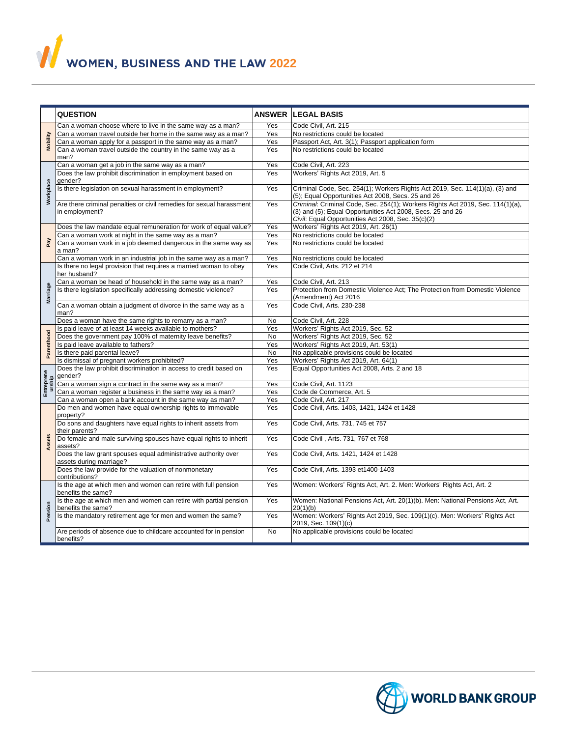# WOMEN, BUSINESS AND THE LAW 2022

| | QUESTION | ANSWER | LEGAL BASIS |
|---|---|---|---|
| Mobility | Can a woman choose where to live in the same way as a man? | Yes | Code Civil, Art. 215 |
| | Can a woman travel outside her home in the same way as a man? | Yes | No restrictions could be located |
| | Can a woman apply for a passport in the same way as a man? | Yes | Passport Act, Art. 3(1); Passport application form |
| | Can a woman travel outside the country in the same way as a man? | Yes | No restrictions could be located |
| Workplace | Can a woman get a job in the same way as a man? | Yes | Code Civil, Art. 223 |
| | Does the law prohibit discrimination in employment based on gender? | Yes | Workers' Rights Act 2019, Art. 5 |
| | Is there legislation on sexual harassment in employment? | Yes | Criminal Code, Sec. 254(1); Workers Rights Act 2019, Sec. 114(1)(a), (3) and (5); Equal Opportunities Act 2008, Secs. 25 and 26 |
| | Are there criminal penalties or civil remedies for sexual harassment in employment? | Yes | *Criminal*: Criminal Code, Sec. 254(1); Workers Rights Act 2019, Sec. 114(1)(a), (3) and (5); Equal Opportunities Act 2008, Secs. 25 and 26 *Civil*: Equal Opportunities Act 2008, Sec. 35(c)(2) |
| Pay | Does the law mandate equal remuneration for work of equal value? | Yes | Workers' Rights Act 2019, Art. 26(1) |
| | Can a woman work at night in the same way as a man? | Yes | No restrictions could be located |
| | Can a woman work in a job deemed dangerous in the same way as a man? | Yes | No restrictions could be located |
| | Can a woman work in an industrial job in the same way as a man? | Yes | No restrictions could be located |
| Marriage | Is there no legal provision that requires a married woman to obey her husband? | Yes | Code Civil, Arts. 212 et 214 |
| | Can a woman be head of household in the same way as a man? | Yes | Code Civil, Art. 213 |
| | Is there legislation specifically addressing domestic violence? | Yes | Protection from Domestic Violence Act; The Protection from Domestic Violence (Amendment) Act 2016 |
| | Can a woman obtain a judgment of divorce in the same way as a man? | Yes | Code Civil, Arts. 230-238 |
| | Does a woman have the same rights to remarry as a man? | No | Code Civil, Art. 228 |
| Parenthood | Is paid leave of at least 14 weeks available to mothers? | Yes | Workers' Rights Act 2019, Sec. 52 |
| | Does the government pay 100% of maternity leave benefits? | No | Workers' Rights Act 2019, Sec. 52 |
| | Is paid leave available to fathers? | Yes | Workers' Rights Act 2019, Art. 53(1) |
| | Is there paid parental leave? | No | No applicable provisions could be located |
| | Is dismissal of pregnant workers prohibited? | Yes | Workers' Rights Act 2019, Art. 64(1) |
| Entrepreneurship | Does the law prohibit discrimination in access to credit based on gender? | Yes | Equal Opportunities Act 2008, Arts. 2 and 18 |
| | Can a woman sign a contract in the same way as a man? | Yes | Code Civil, Art. 1123 |
| | Can a woman register a business in the same way as a man? | Yes | Code de Commerce, Art. 5 |
| | Can a woman open a bank account in the same way as man? | Yes | Code Civil, Art. 217 |
| Assets | Do men and women have equal ownership rights to immovable property? | Yes | Code Civil, Arts. 1403, 1421, 1424 et 1428 |
| | Do sons and daughters have equal rights to inherit assets from their parents? | Yes | Code Civil, Arts. 731, 745 et 757 |
| | Do female and male surviving spouses have equal rights to inherit assets? | Yes | Code Civil , Arts. 731, 767 et 768 |
| | Does the law grant spouses equal administrative authority over assets during marriage? | Yes | Code Civil, Arts. 1421, 1424 et 1428 |
| | Does the law provide for the valuation of nonmonetary contributions? | Yes | Code Civil, Arts. 1393 et1400-1403 |
| Pension | Is the age at which men and women can retire with full pension benefits the same? | Yes | Women: Workers' Rights Act, Art. 2. Men: Workers' Rights Act, Art. 2 |
| | Is the age at which men and women can retire with partial pension benefits the same? | Yes | Women: National Pensions Act, Art. 20(1)(b). Men: National Pensions Act, Art. 20(1)(b) |
| | Is the mandatory retirement age for men and women the same? | Yes | Women: Workers' Rights Act 2019, Sec. 109(1)(c). Men: Workers' Rights Act 2019, Sec. 109(1)(c) |
| | Are periods of absence due to childcare accounted for in pension benefits? | No | No applicable provisions could be located |